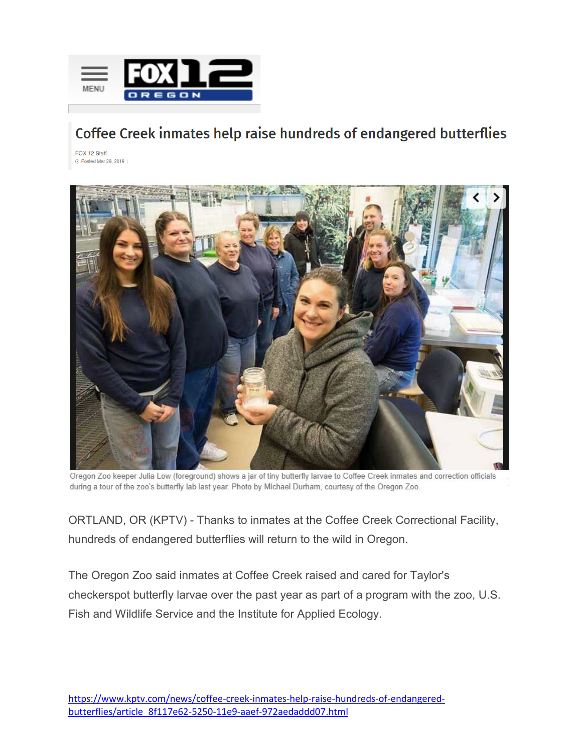# Coffee Creek inmates help raise hundreds of endangered butterflies

FOX 12 Staff
Posted Mar 29, 2019 |

Oregon Zoo keeper Julia Low (foreground) shows a jar of tiny butterfly larvae to Coffee Creek inmates and correction officials during a tour of the zoo's butterfly lab last year. Photo by Michael Durham, courtesy of the Oregon Zoo.

ORTLAND, OR (KPTV) - Thanks to inmates at the Coffee Creek Correctional Facility, hundreds of endangered butterflies will return to the wild in Oregon.

The Oregon Zoo said inmates at Coffee Creek raised and cared for Taylor's checkerspot butterfly larvae over the past year as part of a program with the zoo, U.S. Fish and Wildlife Service and the Institute for Applied Ecology.

https://www.kptv.com/news/coffee-creek-inmates-help-raise-hundreds-of-endangered-butterflies/article_8f117e62-5250-11e9-aaef-972aedaddd07.html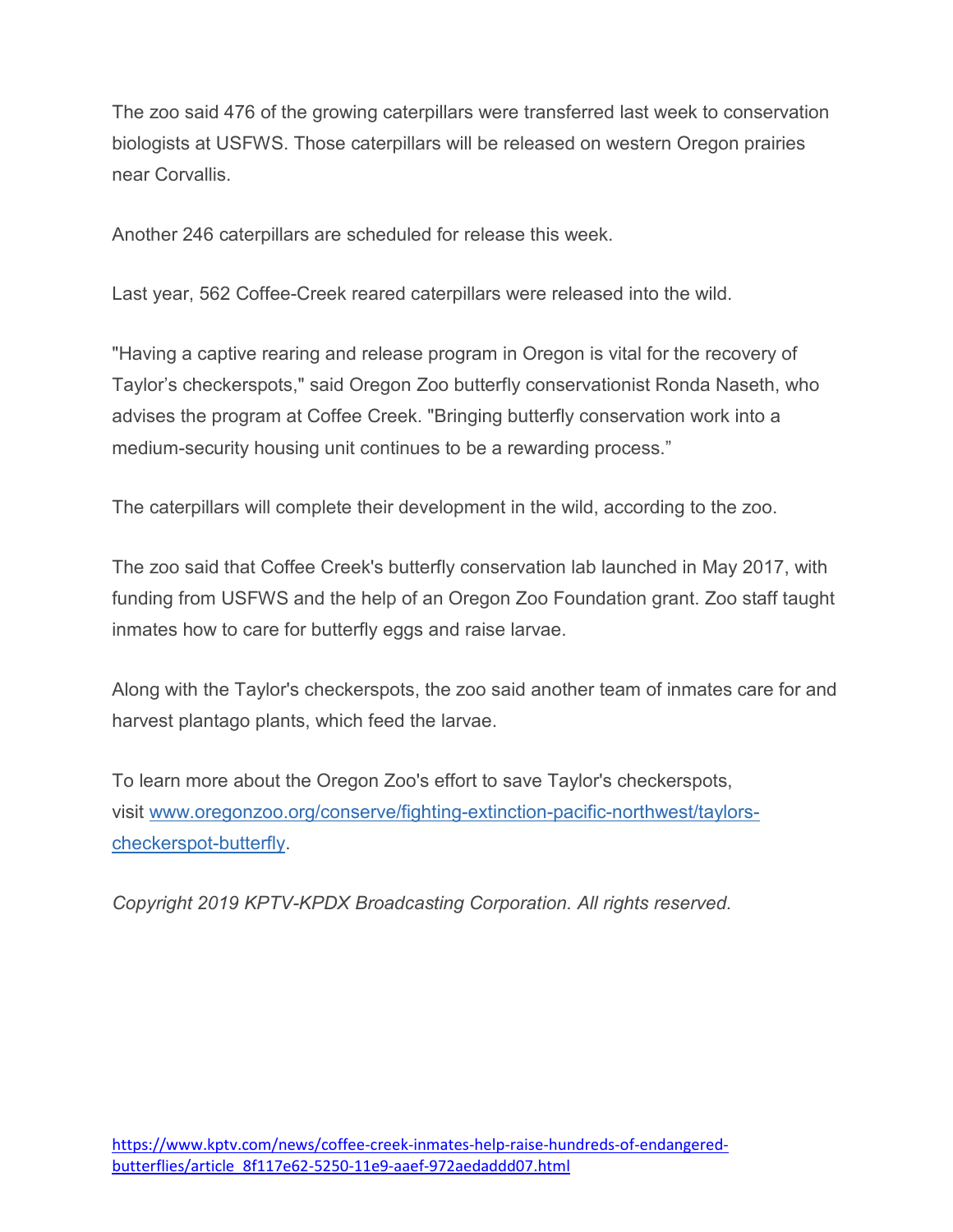The zoo said 476 of the growing caterpillars were transferred last week to conservation biologists at USFWS. Those caterpillars will be released on western Oregon prairies near Corvallis.

Another 246 caterpillars are scheduled for release this week.

Last year, 562 Coffee-Creek reared caterpillars were released into the wild.

"Having a captive rearing and release program in Oregon is vital for the recovery of Taylor's checkerspots," said Oregon Zoo butterfly conservationist Ronda Naseth, who advises the program at Coffee Creek. "Bringing butterfly conservation work into a medium-security housing unit continues to be a rewarding process."

The caterpillars will complete their development in the wild, according to the zoo.

The zoo said that Coffee Creek's butterfly conservation lab launched in May 2017, with funding from USFWS and the help of an Oregon Zoo Foundation grant. Zoo staff taught inmates how to care for butterfly eggs and raise larvae.

Along with the Taylor's checkerspots, the zoo said another team of inmates care for and harvest plantago plants, which feed the larvae.

To learn more about the Oregon Zoo's effort to save Taylor's checkerspots, visit [www.oregonzoo.org/conserve/fighting-extinction-pacific-northwest/taylors-checkerspot-butterfly](www.oregonzoo.org/conserve/fighting-extinction-pacific-northwest/taylors-checkerspot-butterfly).

*Copyright 2019 KPTV-KPDX Broadcasting Corporation. All rights reserved.*

https://www.kptv.com/news/coffee-creek-inmates-help-raise-hundreds-of-endangered-butterflies/article_8f117e62-5250-11e9-aaef-972aedaddd07.html